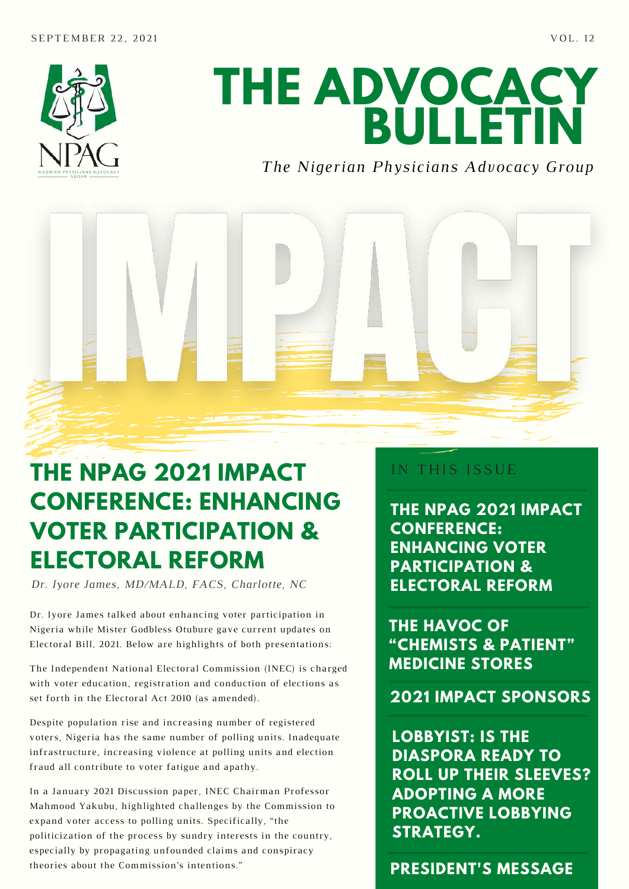SEPTEMBER 22, 2021

VOL. 12

# THE ADVOCACY BULLETIN

*The Nigerian Physicians Advocacy Group*

IMPACT

## THE NPAG 2021 IMPACT CONFERENCE: ENHANCING VOTER PARTICIPATION & ELECTORAL REFORM

*Dr. Iyore James, MD/MALD, FACS, Charlotte, NC*

Dr. Iyore James talked about enhancing voter participation in Nigeria while Mister Godbless Otubure gave current updates on Electoral Bill, 2021. Below are highlights of both presentations:

The Independent National Electoral Commission (INEC) is charged with voter education, registration and conduction of elections as set forth in the Electoral Act 2010 (as amended).

Despite population rise and increasing number of registered voters, Nigeria has the same number of polling units. Inadequate infrastructure, increasing violence at polling units and election fraud all contribute to voter fatigue and apathy.

In a January 2021 Discussion paper, INEC Chairman Professor Mahmood Yakubu, highlighted challenges by the Commission to expand voter access to polling units. Specifically, "the politicization of the process by sundry interests in the country, especially by propagating unfounded claims and conspiracy theories about the Commission's intentions."

### IN THIS ISSUE

- **THE NPAG 2021 IMPACT CONFERENCE: ENHANCING VOTER PARTICIPATION & ELECTORAL REFORM**
- **THE HAVOC OF "CHEMISTS & PATIENT" MEDICINE STORES**
- **2021 IMPACT SPONSORS**
- **LOBBYIST: IS THE DIASPORA READY TO ROLL UP THEIR SLEEVES? ADOPTING A MORE PROACTIVE LOBBYING STRATEGY.**
- **PRESIDENT'S MESSAGE**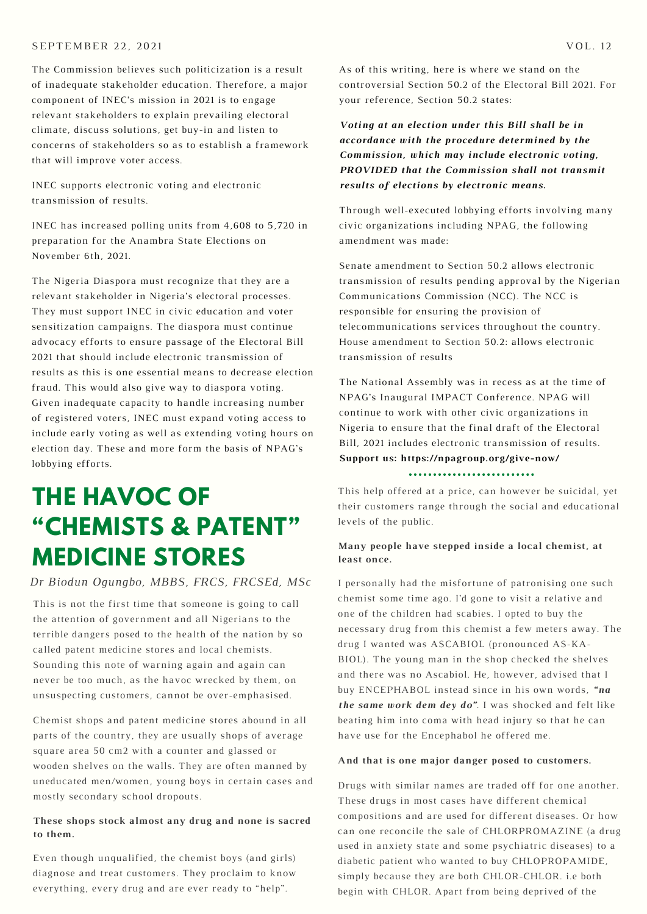The Commission believes such politicization is a result of inadequate stakeholder education. Therefore, a major component of INEC's mission in 2021 is to engage relevant stakeholders to explain prevailing electoral climate, discuss solutions, get buy-in and listen to concerns of stakeholders so as to establish a framework that will improve voter access.

INEC supports electronic voting and electronic transmission of results.

INEC has increased polling units from 4,608 to 5,720 in preparation for the Anambra State Elections on November 6th, 2021.

The Nigeria Diaspora must recognize that they are a relevant stakeholder in Nigeria's electoral processes. They must support INEC in civic education and voter sensitization campaigns. The diaspora must continue advocacy efforts to ensure passage of the Electoral Bill 2021 that should include electronic transmission of results as this is one essential means to decrease election fraud. This would also give way to diaspora voting. Given inadequate capacity to handle increasing number of registered voters, INEC must expand voting access to include early voting as well as extending voting hours on election day. These and more form the basis of NPAG's lobbying efforts.

As of this writing, here is where we stand on the controversial Section 50.2 of the Electoral Bill 2021. For your reference, Section 50.2 states:

***Voting at an election under this Bill shall be in accordance with the procedure determined by the Commission, which may include electronic voting, PROVIDED that the Commission shall not transmit results of elections by electronic means.***

Through well-executed lobbying efforts involving many civic organizations including NPAG, the following amendment was made:

Senate amendment to Section 50.2 allows electronic transmission of results pending approval by the Nigerian Communications Commission (NCC). The NCC is responsible for ensuring the provision of telecommunications services throughout the country. House amendment to Section 50.2: allows electronic transmission of results

The National Assembly was in recess as at the time of NPAG's Inaugural IMPACT Conference. NPAG will continue to work with other civic organizations in Nigeria to ensure that the final draft of the Electoral Bill, 2021 includes electronic transmission of results. **Support us: https://npagroup.org/give-now/**

# THE HAVOC OF "CHEMISTS & PATENT" MEDICINE STORES

*Dr Biodun Ogungbo, MBBS, FRCS, FRCSEd, MSc*

This is not the first time that someone is going to call the attention of government and all Nigerians to the terrible dangers posed to the health of the nation by so called patent medicine stores and local chemists. Sounding this note of warning again and again can never be too much, as the havoc wrecked by them, on unsuspecting customers, cannot be over-emphasised.

Chemist shops and patent medicine stores abound in all parts of the country, they are usually shops of average square area 50 cm2 with a counter and glassed or wooden shelves on the walls. They are often manned by uneducated men/women, young boys in certain cases and mostly secondary school dropouts.

**These shops stock almost any drug and none is sacred to them.**

Even though unqualified, the chemist boys (and girls) diagnose and treat customers. They proclaim to know everything, every drug and are ever ready to "help".

This help offered at a price, can however be suicidal, yet their customers range through the social and educational levels of the public.

**Many people have stepped inside a local chemist, at least once.**

I personally had the misfortune of patronising one such chemist some time ago. I'd gone to visit a relative and one of the children had scabies. I opted to buy the necessary drug from this chemist a few meters away. The drug I wanted was ASCABIOL (pronounced AS-KA-BIOL). The young man in the shop checked the shelves and there was no Ascabiol. He, however, advised that I buy ENCEPHABOL instead since in his own words, ***"na the same work dem dey do"***. I was shocked and felt like beating him into coma with head injury so that he can have use for the Encephabol he offered me.

**And that is one major danger posed to customers.**

Drugs with similar names are traded off for one another. These drugs in most cases have different chemical compositions and are used for different diseases. Or how can one reconcile the sale of CHLORPROMAZINE (a drug used in anxiety state and some psychiatric diseases) to a diabetic patient who wanted to buy CHLOPROPAMIDE, simply because they are both CHLOR-CHLOR. i.e both begin with CHLOR. Apart from being deprived of the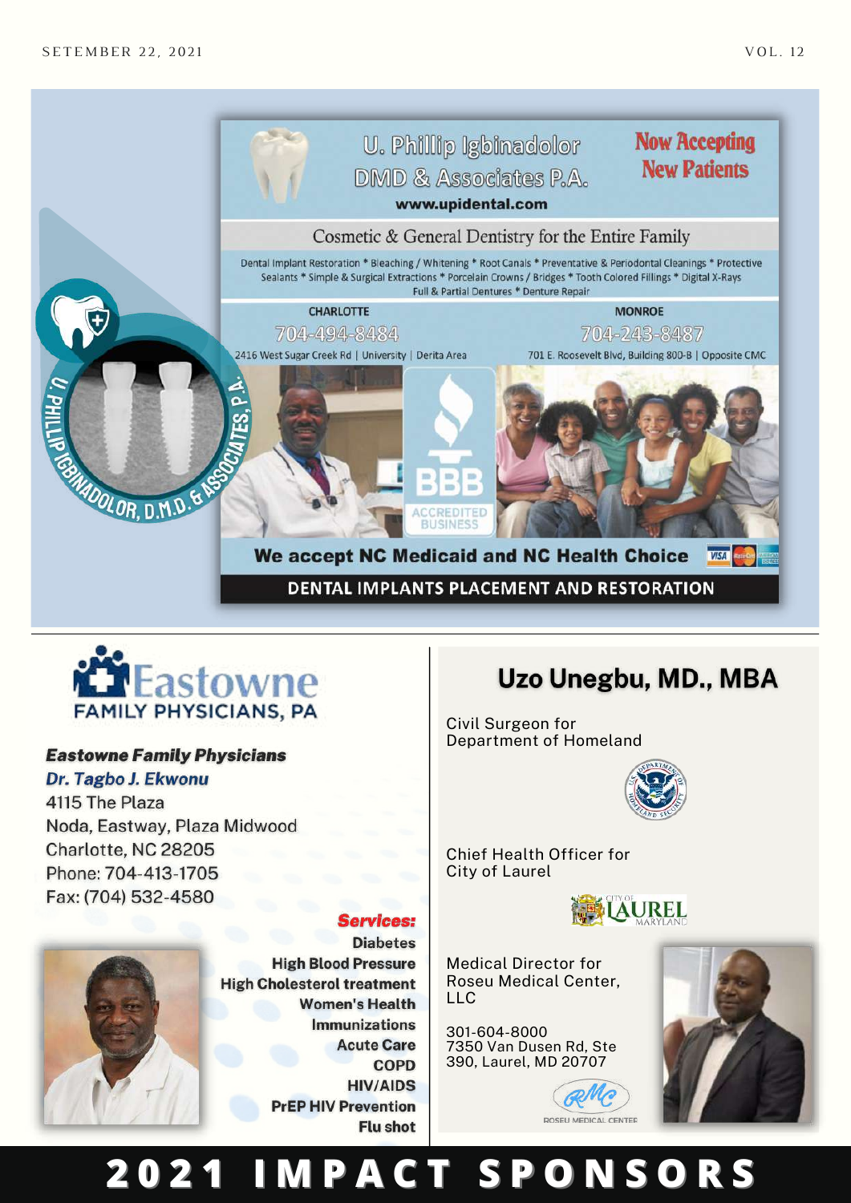# U. Phillip Igbinadolor DMD & Associates P.A.

**Now Accepting New Patients**

**www.upidental.com**

Cosmetic & General Dentistry for the Entire Family

Dental Implant Restoration * Bleaching / Whitening * Root Canals * Preventative & Periodontal Cleanings * Protective Sealants * Simple & Surgical Extractions * Porcelain Crowns / Bridges * Tooth Colored Fillings * Digital X-Rays Full & Partial Dentures * Denture Repair

**CHARLOTTE**
704-494-8484
2416 West Sugar Creek Rd | University | Derita Area

**MONROE**
704-243-8487
701 E. Roosevelt Blvd, Building 800-B | Opposite CMC

BBB ACCREDITED BUSINESS

**We accept NC Medicaid and NC Health Choice**

**DENTAL IMPLANTS PLACEMENT AND RESTORATION**

U. PHILLIP IGBINADOLOR, D.M.D. & ASSOCIATES, P.A.

---

# Eastowne FAMILY PHYSICIANS, PA

***Eastowne Family Physicians***
*Dr. Tagbo J. Ekwonu*
4115 The Plaza
Noda, Eastway, Plaza Midwood
Charlotte, NC 28205
Phone: 704-413-1705
Fax: (704) 532-4580

***Services:***
- Diabetes
- High Blood Pressure
- High Cholesterol treatment
- Women's Health
- Immunizations
- Acute Care
- COPD
- HIV/AIDS
- PrEP HIV Prevention
- Flu shot

# Uzo Unegbu, MD., MBA

Civil Surgeon for Department of Homeland

Chief Health Officer for City of Laurel

CITY OF LAUREL MARYLAND

Medical Director for Roseu Medical Center, LLC

301-604-8000
7350 Van Dusen Rd, Ste 390, Laurel, MD 20707

RMC ROSEU MEDICAL CENTER

# 2021 IMPACT SPONSORS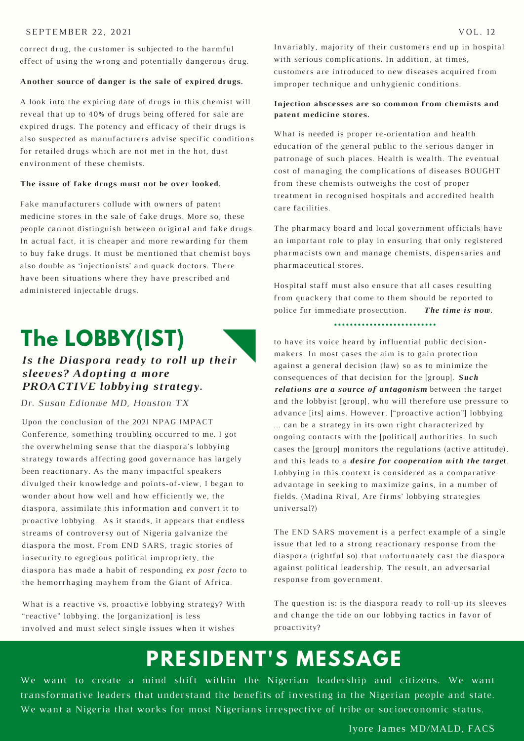correct drug, the customer is subjected to the harmful effect of using the wrong and potentially dangerous drug.

**Another source of danger is the sale of expired drugs.**

A look into the expiring date of drugs in this chemist will reveal that up to 40% of drugs being offered for sale are expired drugs. The potency and efficacy of their drugs is also suspected as manufacturers advise specific conditions for retailed drugs which are not met in the hot, dust environment of these chemists.

**The issue of fake drugs must not be over looked.**

Fake manufacturers collude with owners of patent medicine stores in the sale of fake drugs. More so, these people cannot distinguish between original and fake drugs. In actual fact, it is cheaper and more rewarding for them to buy fake drugs. It must be mentioned that chemist boys also double as 'injectionists' and quack doctors. There have been situations where they have prescribed and administered injectable drugs.

Invariably, majority of their customers end up in hospital with serious complications. In addition, at times, customers are introduced to new diseases acquired from improper technique and unhygienic conditions.

**Injection abscesses are so common from chemists and patent medicine stores.**

What is needed is proper re-orientation and health education of the general public to the serious danger in patronage of such places. Health is wealth. The eventual cost of managing the complications of diseases BOUGHT from these chemists outweighs the cost of proper treatment in recognised hospitals and accredited health care facilities.

The pharmacy board and local government officials have an important role to play in ensuring that only registered pharmacists own and manage chemists, dispensaries and pharmaceutical stores.

Hospital staff must also ensure that all cases resulting from quackery that come to them should be reported to police for immediate prosecution. ***The time is now.***

# The LOBBY(IST)

### *Is the Diaspora ready to roll up their sleeves? Adopting a more PROACTIVE lobbying strategy.*

*Dr. Susan Edionwe MD, Houston TX*

Upon the conclusion of the 2021 NPAG IMPACT Conference, something troubling occurred to me. I got the overwhelming sense that the diaspora's lobbying strategy towards affecting good governance has largely been reactionary. As the many impactful speakers divulged their knowledge and points-of-view, I began to wonder about how well and how efficiently we, the diaspora, assimilate this information and convert it to proactive lobbying. As it stands, it appears that endless streams of controversy out of Nigeria galvanize the diaspora the most. From END SARS, tragic stories of insecurity to egregious political impropriety, the diaspora has made a habit of responding *ex post facto* to the hemorrhaging mayhem from the Giant of Africa.

What is a reactive vs. proactive lobbying strategy? With "reactive" lobbying, the [organization] is less involved and must select single issues when it wishes to have its voice heard by influential public decision-makers. In most cases the aim is to gain protection against a general decision (law) so as to minimize the consequences of that decision for the [group]. ***Such relations are a source of antagonism*** between the target and the lobbyist [group], who will therefore use pressure to advance [its] aims. However, ["proactive action"] lobbying ... can be a strategy in its own right characterized by ongoing contacts with the [political] authorities. In such cases the [group] monitors the regulations (active attitude), and this leads to a ***desire for cooperation with the target***. Lobbying in this context is considered as a comparative advantage in seeking to maximize gains, in a number of fields. (Madina Rival, Are firms' lobbying strategies universal?)

The END SARS movement is a perfect example of a single issue that led to a strong reactionary response from the diaspora (rightful so) that unfortunately cast the diaspora against political leadership. The result, an adversarial response from government.

The question is: is the diaspora ready to roll-up its sleeves and change the tide on our lobbying tactics in favor of proactivity?

# PRESIDENT'S MESSAGE

We want to create a mind shift within the Nigerian leadership and citizens. We want transformative leaders that understand the benefits of investing in the Nigerian people and state. We want a Nigeria that works for most Nigerians irrespective of tribe or socioeconomic status.

Iyore James MD/MALD, FACS